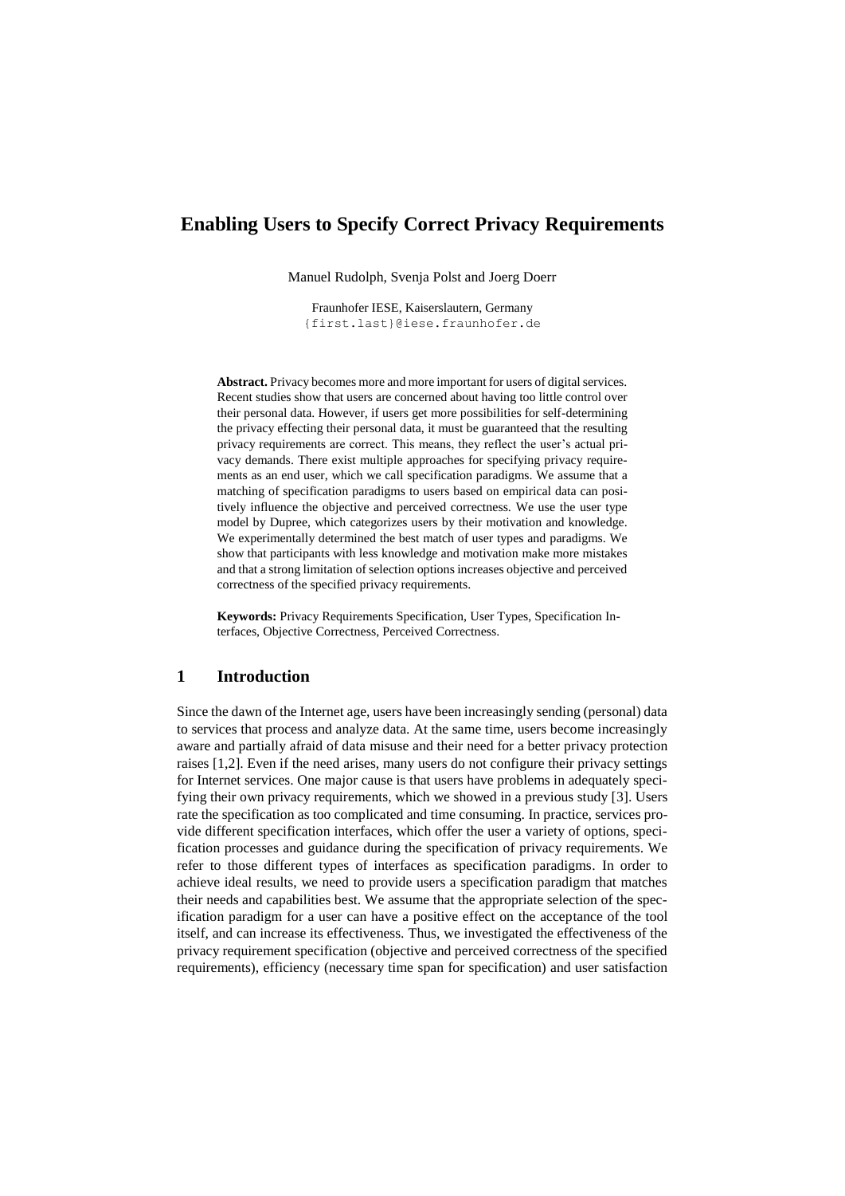# Enabling Users to Specify Correct Privacy Requirements

Manuel Rudolph, Svenja Polst and Joerg Doerr

Fraunhofer IESE, Kaiserslautern, Germany
{first.last}@iese.fraunhofer.de

**Abstract.** Privacy becomes more and more important for users of digital services. Recent studies show that users are concerned about having too little control over their personal data. However, if users get more possibilities for self-determining the privacy effecting their personal data, it must be guaranteed that the resulting privacy requirements are correct. This means, they reflect the user's actual privacy demands. There exist multiple approaches for specifying privacy requirements as an end user, which we call specification paradigms. We assume that a matching of specification paradigms to users based on empirical data can positively influence the objective and perceived correctness. We use the user type model by Dupree, which categorizes users by their motivation and knowledge. We experimentally determined the best match of user types and paradigms. We show that participants with less knowledge and motivation make more mistakes and that a strong limitation of selection options increases objective and perceived correctness of the specified privacy requirements.

**Keywords:** Privacy Requirements Specification, User Types, Specification Interfaces, Objective Correctness, Perceived Correctness.

## 1 Introduction

Since the dawn of the Internet age, users have been increasingly sending (personal) data to services that process and analyze data. At the same time, users become increasingly aware and partially afraid of data misuse and their need for a better privacy protection raises [1,2]. Even if the need arises, many users do not configure their privacy settings for Internet services. One major cause is that users have problems in adequately specifying their own privacy requirements, which we showed in a previous study [3]. Users rate the specification as too complicated and time consuming. In practice, services provide different specification interfaces, which offer the user a variety of options, specification processes and guidance during the specification of privacy requirements. We refer to those different types of interfaces as specification paradigms. In order to achieve ideal results, we need to provide users a specification paradigm that matches their needs and capabilities best. We assume that the appropriate selection of the specification paradigm for a user can have a positive effect on the acceptance of the tool itself, and can increase its effectiveness. Thus, we investigated the effectiveness of the privacy requirement specification (objective and perceived correctness of the specified requirements), efficiency (necessary time span for specification) and user satisfaction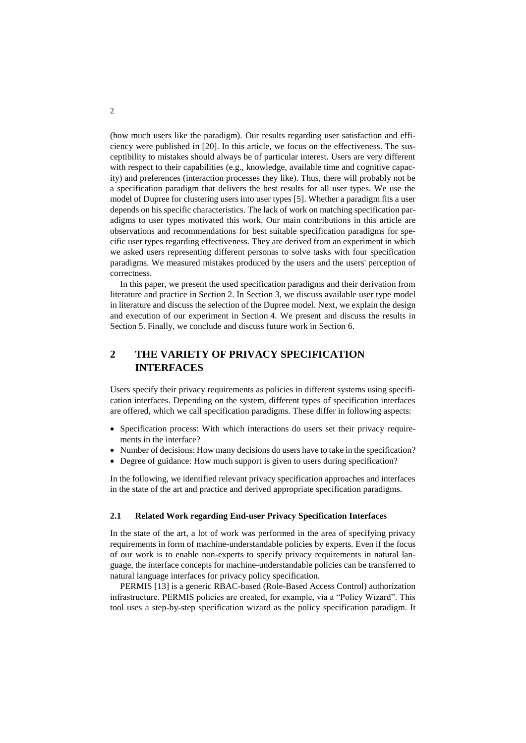(how much users like the paradigm). Our results regarding user satisfaction and efficiency were published in [20]. In this article, we focus on the effectiveness. The susceptibility to mistakes should always be of particular interest. Users are very different with respect to their capabilities (e.g., knowledge, available time and cognitive capacity) and preferences (interaction processes they like). Thus, there will probably not be a specification paradigm that delivers the best results for all user types. We use the model of Dupree for clustering users into user types [5]. Whether a paradigm fits a user depends on his specific characteristics. The lack of work on matching specification paradigms to user types motivated this work. Our main contributions in this article are observations and recommendations for best suitable specification paradigms for specific user types regarding effectiveness. They are derived from an experiment in which we asked users representing different personas to solve tasks with four specification paradigms. We measured mistakes produced by the users and the users' perception of correctness.

In this paper, we present the used specification paradigms and their derivation from literature and practice in Section 2. In Section 3, we discuss available user type model in literature and discuss the selection of the Dupree model. Next, we explain the design and execution of our experiment in Section 4. We present and discuss the results in Section 5. Finally, we conclude and discuss future work in Section 6.

## 2 THE VARIETY OF PRIVACY SPECIFICATION INTERFACES

Users specify their privacy requirements as policies in different systems using specification interfaces. Depending on the system, different types of specification interfaces are offered, which we call specification paradigms. These differ in following aspects:

- Specification process: With which interactions do users set their privacy requirements in the interface?
- Number of decisions: How many decisions do users have to take in the specification?
- Degree of guidance: How much support is given to users during specification?

In the following, we identified relevant privacy specification approaches and interfaces in the state of the art and practice and derived appropriate specification paradigms.

### 2.1 Related Work regarding End-user Privacy Specification Interfaces

In the state of the art, a lot of work was performed in the area of specifying privacy requirements in form of machine-understandable policies by experts. Even if the focus of our work is to enable non-experts to specify privacy requirements in natural language, the interface concepts for machine-understandable policies can be transferred to natural language interfaces for privacy policy specification.

PERMIS [13] is a generic RBAC-based (Role-Based Access Control) authorization infrastructure. PERMIS policies are created, for example, via a “Policy Wizard”. This tool uses a step-by-step specification wizard as the policy specification paradigm. It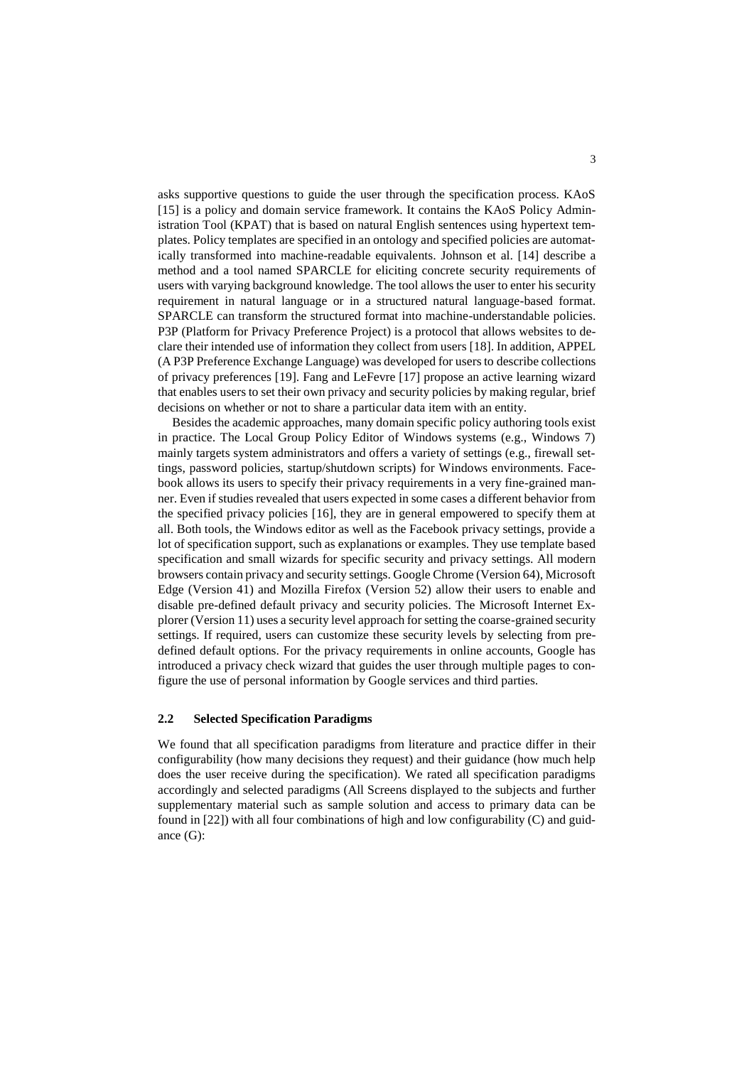asks supportive questions to guide the user through the specification process. KAoS [15] is a policy and domain service framework. It contains the KAoS Policy Administration Tool (KPAT) that is based on natural English sentences using hypertext templates. Policy templates are specified in an ontology and specified policies are automatically transformed into machine-readable equivalents. Johnson et al. [14] describe a method and a tool named SPARCLE for eliciting concrete security requirements of users with varying background knowledge. The tool allows the user to enter his security requirement in natural language or in a structured natural language-based format. SPARCLE can transform the structured format into machine-understandable policies. P3P (Platform for Privacy Preference Project) is a protocol that allows websites to declare their intended use of information they collect from users [18]. In addition, APPEL (A P3P Preference Exchange Language) was developed for users to describe collections of privacy preferences [19]. Fang and LeFevre [17] propose an active learning wizard that enables users to set their own privacy and security policies by making regular, brief decisions on whether or not to share a particular data item with an entity.

Besides the academic approaches, many domain specific policy authoring tools exist in practice. The Local Group Policy Editor of Windows systems (e.g., Windows 7) mainly targets system administrators and offers a variety of settings (e.g., firewall settings, password policies, startup/shutdown scripts) for Windows environments. Facebook allows its users to specify their privacy requirements in a very fine-grained manner. Even if studies revealed that users expected in some cases a different behavior from the specified privacy policies [16], they are in general empowered to specify them at all. Both tools, the Windows editor as well as the Facebook privacy settings, provide a lot of specification support, such as explanations or examples. They use template based specification and small wizards for specific security and privacy settings. All modern browsers contain privacy and security settings. Google Chrome (Version 64), Microsoft Edge (Version 41) and Mozilla Firefox (Version 52) allow their users to enable and disable pre-defined default privacy and security policies. The Microsoft Internet Explorer (Version 11) uses a security level approach for setting the coarse-grained security settings. If required, users can customize these security levels by selecting from predefined default options. For the privacy requirements in online accounts, Google has introduced a privacy check wizard that guides the user through multiple pages to configure the use of personal information by Google services and third parties.

### 2.2 Selected Specification Paradigms

We found that all specification paradigms from literature and practice differ in their configurability (how many decisions they request) and their guidance (how much help does the user receive during the specification). We rated all specification paradigms accordingly and selected paradigms (All Screens displayed to the subjects and further supplementary material such as sample solution and access to primary data can be found in [22]) with all four combinations of high and low configurability (C) and guidance (G):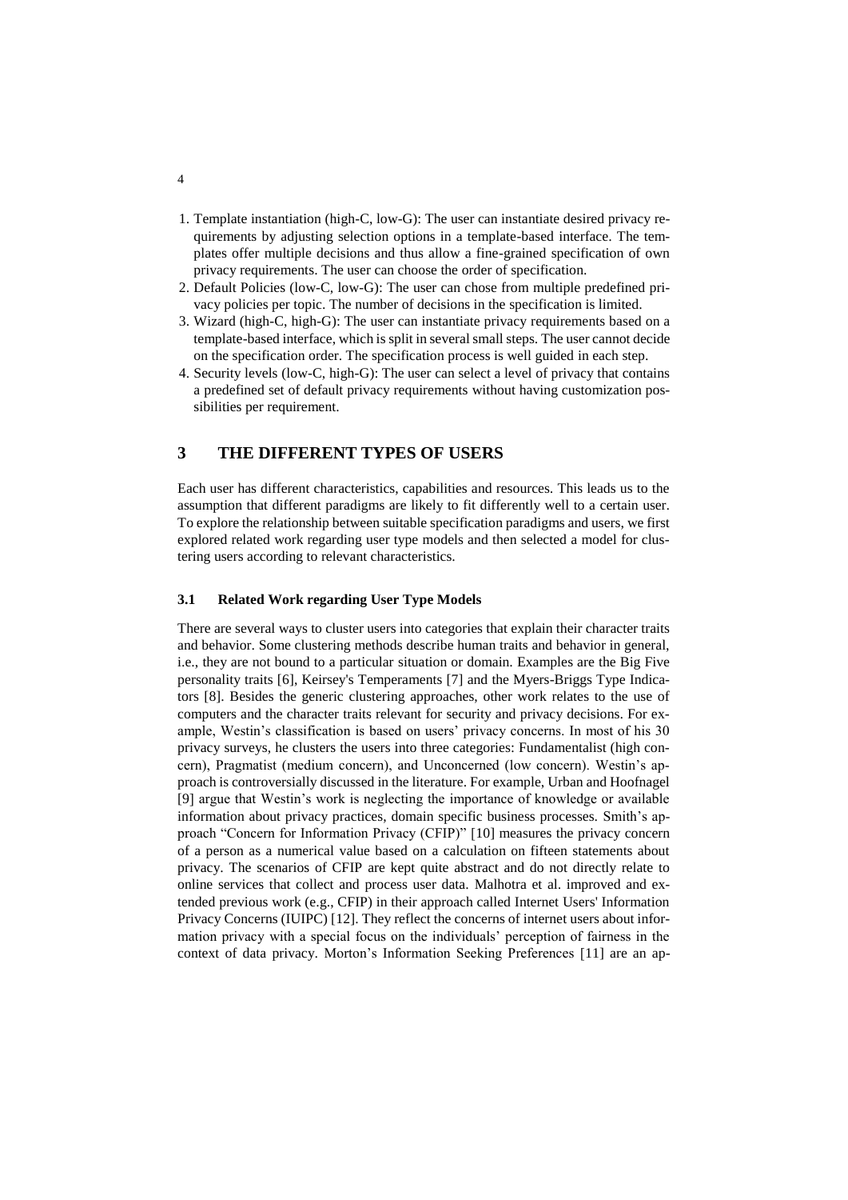1. Template instantiation (high-C, low-G): The user can instantiate desired privacy requirements by adjusting selection options in a template-based interface. The templates offer multiple decisions and thus allow a fine-grained specification of own privacy requirements. The user can choose the order of specification.
2. Default Policies (low-C, low-G): The user can chose from multiple predefined privacy policies per topic. The number of decisions in the specification is limited.
3. Wizard (high-C, high-G): The user can instantiate privacy requirements based on a template-based interface, which is split in several small steps. The user cannot decide on the specification order. The specification process is well guided in each step.
4. Security levels (low-C, high-G): The user can select a level of privacy that contains a predefined set of default privacy requirements without having customization possibilities per requirement.

## 3 THE DIFFERENT TYPES OF USERS

Each user has different characteristics, capabilities and resources. This leads us to the assumption that different paradigms are likely to fit differently well to a certain user. To explore the relationship between suitable specification paradigms and users, we first explored related work regarding user type models and then selected a model for clustering users according to relevant characteristics.

### 3.1 Related Work regarding User Type Models

There are several ways to cluster users into categories that explain their character traits and behavior. Some clustering methods describe human traits and behavior in general, i.e., they are not bound to a particular situation or domain. Examples are the Big Five personality traits [6], Keirsey's Temperaments [7] and the Myers-Briggs Type Indicators [8]. Besides the generic clustering approaches, other work relates to the use of computers and the character traits relevant for security and privacy decisions. For example, Westin's classification is based on users' privacy concerns. In most of his 30 privacy surveys, he clusters the users into three categories: Fundamentalist (high concern), Pragmatist (medium concern), and Unconcerned (low concern). Westin's approach is controversially discussed in the literature. For example, Urban and Hoofnagel [9] argue that Westin's work is neglecting the importance of knowledge or available information about privacy practices, domain specific business processes. Smith's approach "Concern for Information Privacy (CFIP)" [10] measures the privacy concern of a person as a numerical value based on a calculation on fifteen statements about privacy. The scenarios of CFIP are kept quite abstract and do not directly relate to online services that collect and process user data. Malhotra et al. improved and extended previous work (e.g., CFIP) in their approach called Internet Users' Information Privacy Concerns (IUIPC) [12]. They reflect the concerns of internet users about information privacy with a special focus on the individuals' perception of fairness in the context of data privacy. Morton's Information Seeking Preferences [11] are an ap-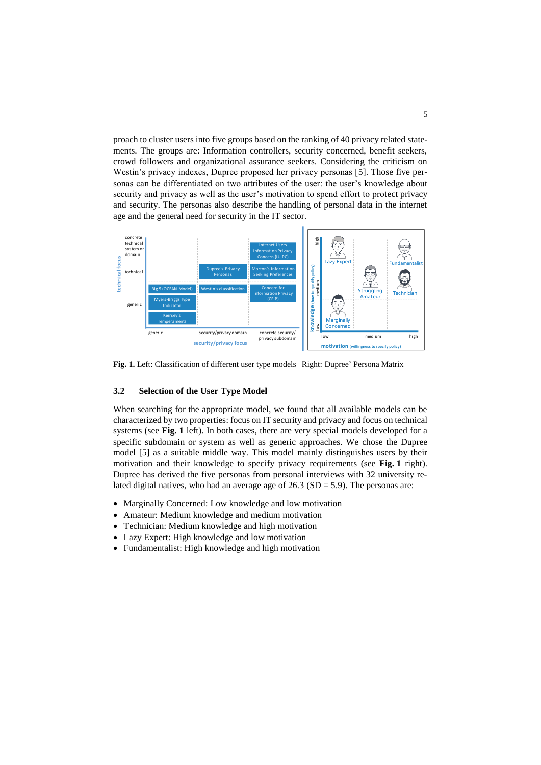proach to cluster users into five groups based on the ranking of 40 privacy related statements. The groups are: Information controllers, security concerned, benefit seekers, crowd followers and organizational assurance seekers. Considering the criticism on Westin's privacy indexes, Dupree proposed her privacy personas [5]. Those five personas can be differentiated on two attributes of the user: the user's knowledge about security and privacy as well as the user's motivation to spend effort to protect privacy and security. The personas also describe the handling of personal data in the internet age and the general need for security in the IT sector.

**Fig. 1.** Left: Classification of different user type models | Right: Dupree' Persona Matrix

### 3.2 Selection of the User Type Model

When searching for the appropriate model, we found that all available models can be characterized by two properties: focus on IT security and privacy and focus on technical systems (see **Fig. 1** left). In both cases, there are very special models developed for a specific subdomain or system as well as generic approaches. We chose the Dupree model [5] as a suitable middle way. This model mainly distinguishes users by their motivation and their knowledge to specify privacy requirements (see **Fig. 1** right). Dupree has derived the five personas from personal interviews with 32 university related digital natives, who had an average age of 26.3 (SD = 5.9). The personas are:

- Marginally Concerned: Low knowledge and low motivation
- Amateur: Medium knowledge and medium motivation
- Technician: Medium knowledge and high motivation
- Lazy Expert: High knowledge and low motivation
- Fundamentalist: High knowledge and high motivation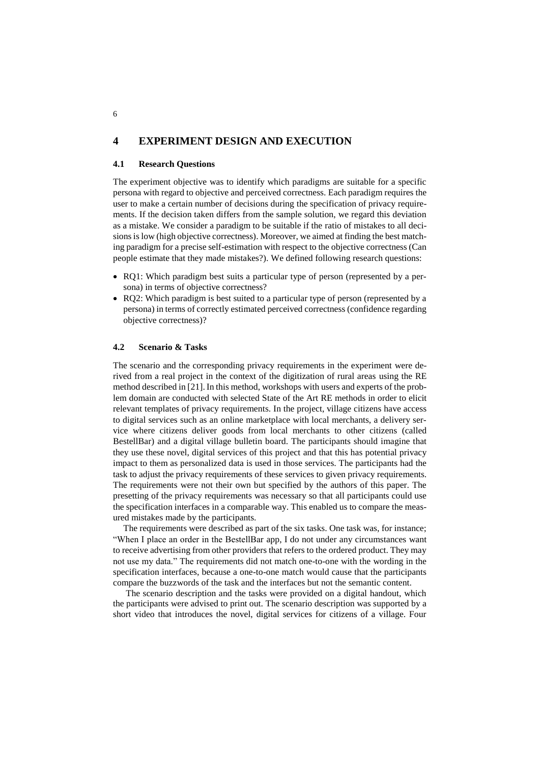## 4 EXPERIMENT DESIGN AND EXECUTION

### 4.1 Research Questions

The experiment objective was to identify which paradigms are suitable for a specific persona with regard to objective and perceived correctness. Each paradigm requires the user to make a certain number of decisions during the specification of privacy requirements. If the decision taken differs from the sample solution, we regard this deviation as a mistake. We consider a paradigm to be suitable if the ratio of mistakes to all decisions is low (high objective correctness). Moreover, we aimed at finding the best matching paradigm for a precise self-estimation with respect to the objective correctness (Can people estimate that they made mistakes?). We defined following research questions:

- RQ1: Which paradigm best suits a particular type of person (represented by a persona) in terms of objective correctness?
- RQ2: Which paradigm is best suited to a particular type of person (represented by a persona) in terms of correctly estimated perceived correctness (confidence regarding objective correctness)?

### 4.2 Scenario & Tasks

The scenario and the corresponding privacy requirements in the experiment were derived from a real project in the context of the digitization of rural areas using the RE method described in [21]. In this method, workshops with users and experts of the problem domain are conducted with selected State of the Art RE methods in order to elicit relevant templates of privacy requirements. In the project, village citizens have access to digital services such as an online marketplace with local merchants, a delivery service where citizens deliver goods from local merchants to other citizens (called BestellBar) and a digital village bulletin board. The participants should imagine that they use these novel, digital services of this project and that this has potential privacy impact to them as personalized data is used in those services. The participants had the task to adjust the privacy requirements of these services to given privacy requirements. The requirements were not their own but specified by the authors of this paper. The presetting of the privacy requirements was necessary so that all participants could use the specification interfaces in a comparable way. This enabled us to compare the measured mistakes made by the participants.

The requirements were described as part of the six tasks. One task was, for instance; "When I place an order in the BestellBar app, I do not under any circumstances want to receive advertising from other providers that refers to the ordered product. They may not use my data." The requirements did not match one-to-one with the wording in the specification interfaces, because a one-to-one match would cause that the participants compare the buzzwords of the task and the interfaces but not the semantic content.

The scenario description and the tasks were provided on a digital handout, which the participants were advised to print out. The scenario description was supported by a short video that introduces the novel, digital services for citizens of a village. Four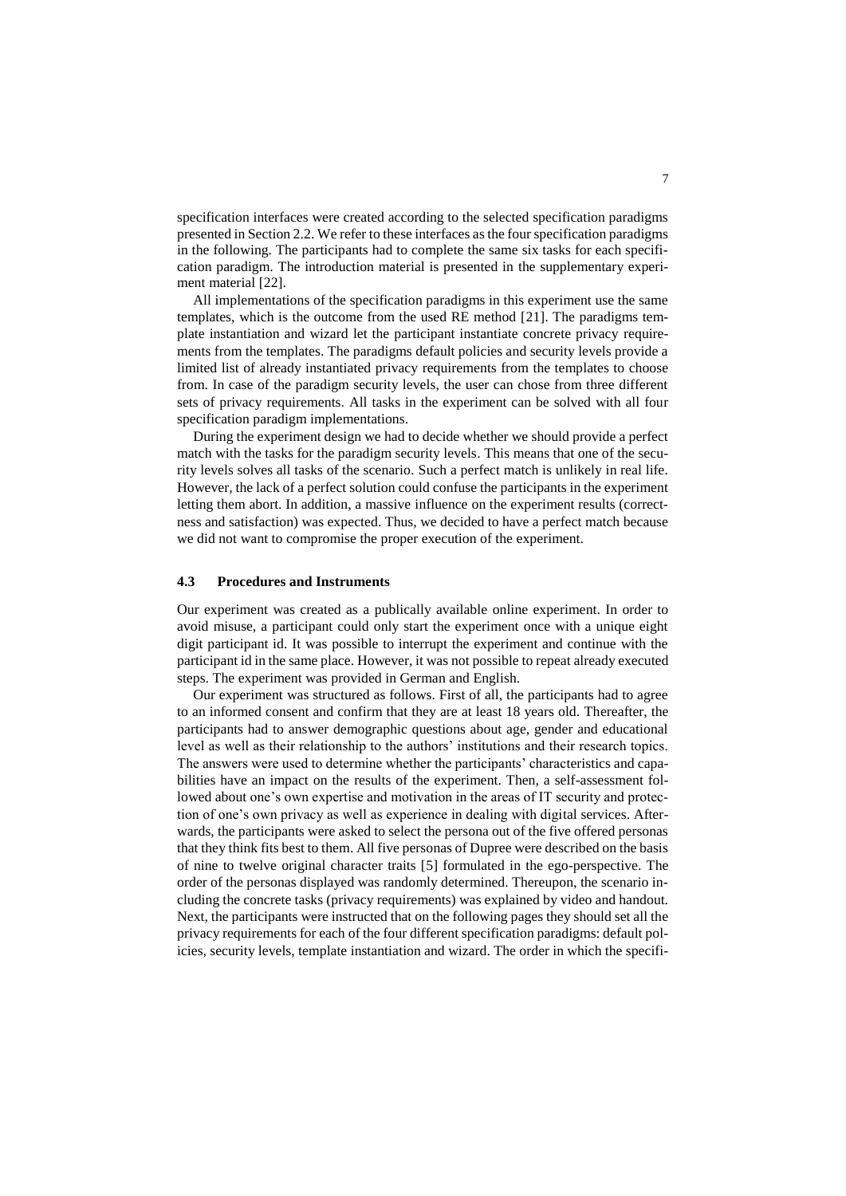specification interfaces were created according to the selected specification paradigms presented in Section 2.2. We refer to these interfaces as the four specification paradigms in the following. The participants had to complete the same six tasks for each specification paradigm. The introduction material is presented in the supplementary experiment material [22].

All implementations of the specification paradigms in this experiment use the same templates, which is the outcome from the used RE method [21]. The paradigms template instantiation and wizard let the participant instantiate concrete privacy requirements from the templates. The paradigms default policies and security levels provide a limited list of already instantiated privacy requirements from the templates to choose from. In case of the paradigm security levels, the user can chose from three different sets of privacy requirements. All tasks in the experiment can be solved with all four specification paradigm implementations.

During the experiment design we had to decide whether we should provide a perfect match with the tasks for the paradigm security levels. This means that one of the security levels solves all tasks of the scenario. Such a perfect match is unlikely in real life. However, the lack of a perfect solution could confuse the participants in the experiment letting them abort. In addition, a massive influence on the experiment results (correctness and satisfaction) was expected. Thus, we decided to have a perfect match because we did not want to compromise the proper execution of the experiment.

### 4.3 Procedures and Instruments

Our experiment was created as a publically available online experiment. In order to avoid misuse, a participant could only start the experiment once with a unique eight digit participant id. It was possible to interrupt the experiment and continue with the participant id in the same place. However, it was not possible to repeat already executed steps. The experiment was provided in German and English.

Our experiment was structured as follows. First of all, the participants had to agree to an informed consent and confirm that they are at least 18 years old. Thereafter, the participants had to answer demographic questions about age, gender and educational level as well as their relationship to the authors' institutions and their research topics. The answers were used to determine whether the participants' characteristics and capabilities have an impact on the results of the experiment. Then, a self-assessment followed about one's own expertise and motivation in the areas of IT security and protection of one's own privacy as well as experience in dealing with digital services. Afterwards, the participants were asked to select the persona out of the five offered personas that they think fits best to them. All five personas of Dupree were described on the basis of nine to twelve original character traits [5] formulated in the ego-perspective. The order of the personas displayed was randomly determined. Thereupon, the scenario including the concrete tasks (privacy requirements) was explained by video and handout. Next, the participants were instructed that on the following pages they should set all the privacy requirements for each of the four different specification paradigms: default policies, security levels, template instantiation and wizard. The order in which the specifi-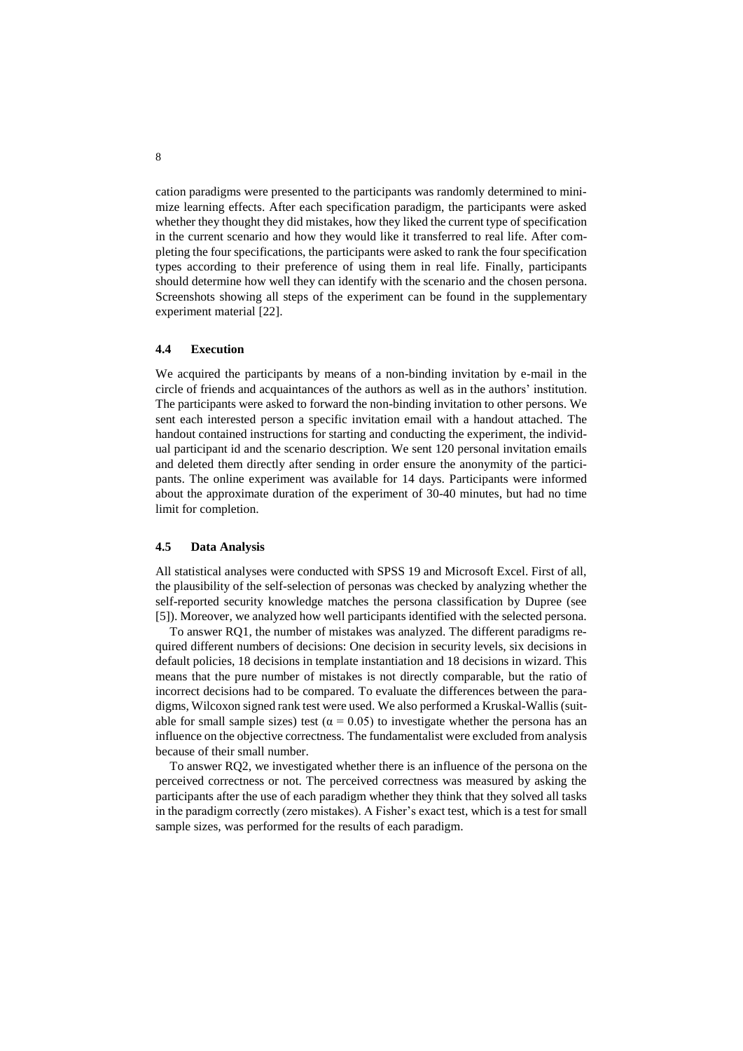cation paradigms were presented to the participants was randomly determined to minimize learning effects. After each specification paradigm, the participants were asked whether they thought they did mistakes, how they liked the current type of specification in the current scenario and how they would like it transferred to real life. After completing the four specifications, the participants were asked to rank the four specification types according to their preference of using them in real life. Finally, participants should determine how well they can identify with the scenario and the chosen persona. Screenshots showing all steps of the experiment can be found in the supplementary experiment material [22].

### 4.4 Execution

We acquired the participants by means of a non-binding invitation by e-mail in the circle of friends and acquaintances of the authors as well as in the authors' institution. The participants were asked to forward the non-binding invitation to other persons. We sent each interested person a specific invitation email with a handout attached. The handout contained instructions for starting and conducting the experiment, the individual participant id and the scenario description. We sent 120 personal invitation emails and deleted them directly after sending in order ensure the anonymity of the participants. The online experiment was available for 14 days. Participants were informed about the approximate duration of the experiment of 30-40 minutes, but had no time limit for completion.

### 4.5 Data Analysis

All statistical analyses were conducted with SPSS 19 and Microsoft Excel. First of all, the plausibility of the self-selection of personas was checked by analyzing whether the self-reported security knowledge matches the persona classification by Dupree (see [5]). Moreover, we analyzed how well participants identified with the selected persona.

To answer RQ1, the number of mistakes was analyzed. The different paradigms required different numbers of decisions: One decision in security levels, six decisions in default policies, 18 decisions in template instantiation and 18 decisions in wizard. This means that the pure number of mistakes is not directly comparable, but the ratio of incorrect decisions had to be compared. To evaluate the differences between the paradigms, Wilcoxon signed rank test were used. We also performed a Kruskal-Wallis (suitable for small sample sizes) test ($\alpha = 0.05$) to investigate whether the persona has an influence on the objective correctness. The fundamentalist were excluded from analysis because of their small number.

To answer RQ2, we investigated whether there is an influence of the persona on the perceived correctness or not. The perceived correctness was measured by asking the participants after the use of each paradigm whether they think that they solved all tasks in the paradigm correctly (zero mistakes). A Fisher's exact test, which is a test for small sample sizes, was performed for the results of each paradigm.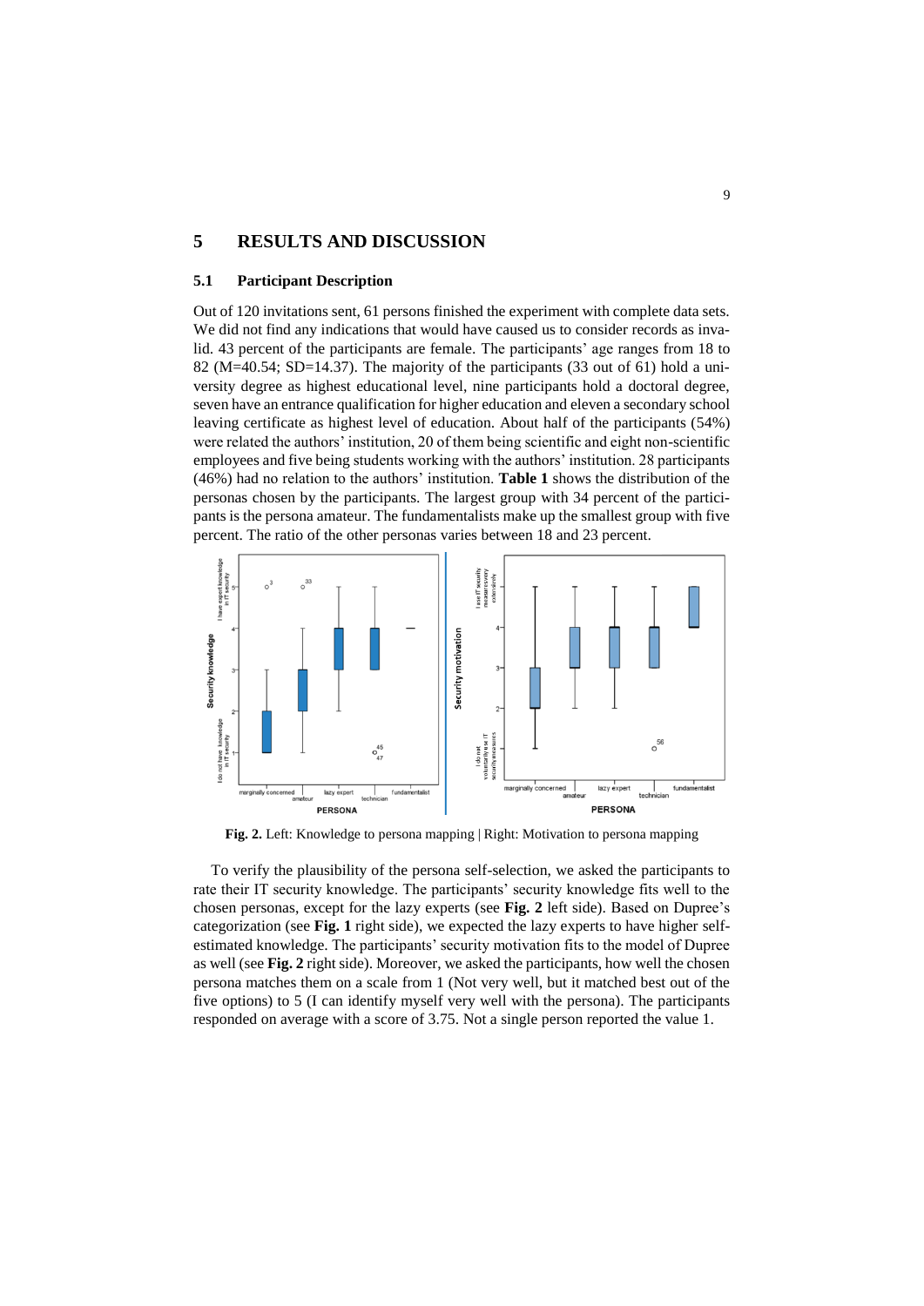## 5 RESULTS AND DISCUSSION

### 5.1 Participant Description

Out of 120 invitations sent, 61 persons finished the experiment with complete data sets. We did not find any indications that would have caused us to consider records as invalid. 43 percent of the participants are female. The participants' age ranges from 18 to 82 (M=40.54; SD=14.37). The majority of the participants (33 out of 61) hold a university degree as highest educational level, nine participants hold a doctoral degree, seven have an entrance qualification for higher education and eleven a secondary school leaving certificate as highest level of education. About half of the participants (54%) were related the authors' institution, 20 of them being scientific and eight non-scientific employees and five being students working with the authors' institution. 28 participants (46%) had no relation to the authors' institution. **Table 1** shows the distribution of the personas chosen by the participants. The largest group with 34 percent of the participants is the persona amateur. The fundamentalists make up the smallest group with five percent. The ratio of the other personas varies between 18 and 23 percent.

**Fig. 2.** Left: Knowledge to persona mapping | Right: Motivation to persona mapping

To verify the plausibility of the persona self-selection, we asked the participants to rate their IT security knowledge. The participants' security knowledge fits well to the chosen personas, except for the lazy experts (see **Fig. 2** left side). Based on Dupree's categorization (see **Fig. 1** right side), we expected the lazy experts to have higher self-estimated knowledge. The participants' security motivation fits to the model of Dupree as well (see **Fig. 2** right side). Moreover, we asked the participants, how well the chosen persona matches them on a scale from 1 (Not very well, but it matched best out of the five options) to 5 (I can identify myself very well with the persona). The participants responded on average with a score of 3.75. Not a single person reported the value 1.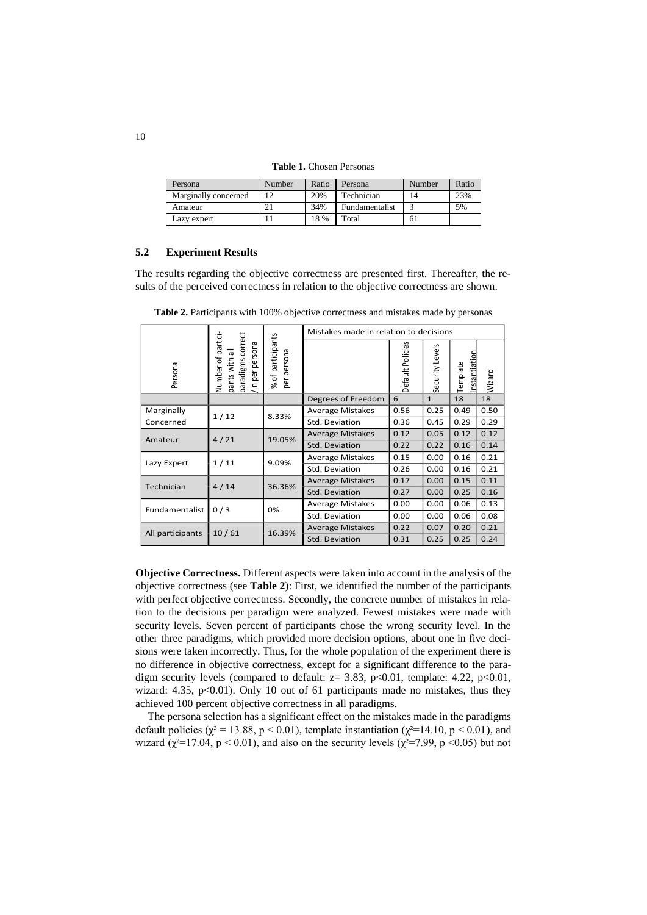**Table 1.** Chosen Personas

| Persona | Number | Ratio | Persona | Number | Ratio |
|---|---|---|---|---|---|
| Marginally concerned | 12 | 20% | Technician | 14 | 23% |
| Amateur | 21 | 34% | Fundamentalist | 3 | 5% |
| Lazy expert | 11 | 18 % | Total | 61 | |

## 5.2 Experiment Results

The results regarding the objective correctness are presented first. Thereafter, the results of the perceived correctness in relation to the objective correctness are shown.

**Table 2.** Participants with 100% objective correctness and mistakes made by personas

| Persona | Number of participants with all paradigms correct / n per persona | % of participants per persona | Mistakes made in relation to decisions | | | | |
|---|---|---|---|---|---|---|---|
| | | | | Default Policies | Security Levels | Template Instantiation | Wizard |
| | | | Degrees of Freedom | 6 | 1 | 18 | 18 |
| Marginally Concerned | 1 / 12 | 8.33% | Average Mistakes | 0.56 | 0.25 | 0.49 | 0.50 |
| | | | Std. Deviation | 0.36 | 0.45 | 0.29 | 0.29 |
| Amateur | 4 / 21 | 19.05% | Average Mistakes | 0.12 | 0.05 | 0.12 | 0.12 |
| | | | Std. Deviation | 0.22 | 0.22 | 0.16 | 0.14 |
| Lazy Expert | 1 / 11 | 9.09% | Average Mistakes | 0.15 | 0.00 | 0.16 | 0.21 |
| | | | Std. Deviation | 0.26 | 0.00 | 0.16 | 0.21 |
| Technician | 4 / 14 | 36.36% | Average Mistakes | 0.17 | 0.00 | 0.15 | 0.11 |
| | | | Std. Deviation | 0.27 | 0.00 | 0.25 | 0.16 |
| Fundamentalist | 0 / 3 | 0% | Average Mistakes | 0.00 | 0.00 | 0.06 | 0.13 |
| | | | Std. Deviation | 0.00 | 0.00 | 0.06 | 0.08 |
| All participants | 10 / 61 | 16.39% | Average Mistakes | 0.22 | 0.07 | 0.20 | 0.21 |
| | | | Std. Deviation | 0.31 | 0.25 | 0.25 | 0.24 |

**Objective Correctness.** Different aspects were taken into account in the analysis of the objective correctness (see **Table 2**): First, we identified the number of the participants with perfect objective correctness. Secondly, the concrete number of mistakes in relation to the decisions per paradigm were analyzed. Fewest mistakes were made with security levels. Seven percent of participants chose the wrong security level. In the other three paradigms, which provided more decision options, about one in five decisions were taken incorrectly. Thus, for the whole population of the experiment there is no difference in objective correctness, except for a significant difference to the paradigm security levels (compared to default: $z = 3.83$, $p<0.01$, template: 4.22, $p<0.01$, wizard: 4.35, $p<0.01$). Only 10 out of 61 participants made no mistakes, thus they achieved 100 percent objective correctness in all paradigms.

The persona selection has a significant effect on the mistakes made in the paradigms default policies ($\chi^2 = 13.88$, $p < 0.01$), template instantiation ($\chi^2=14.10$, $p < 0.01$), and wizard ($\chi^2=17.04$, $p < 0.01$), and also on the security levels ($\chi^2=7.99$, $p <0.05$) but not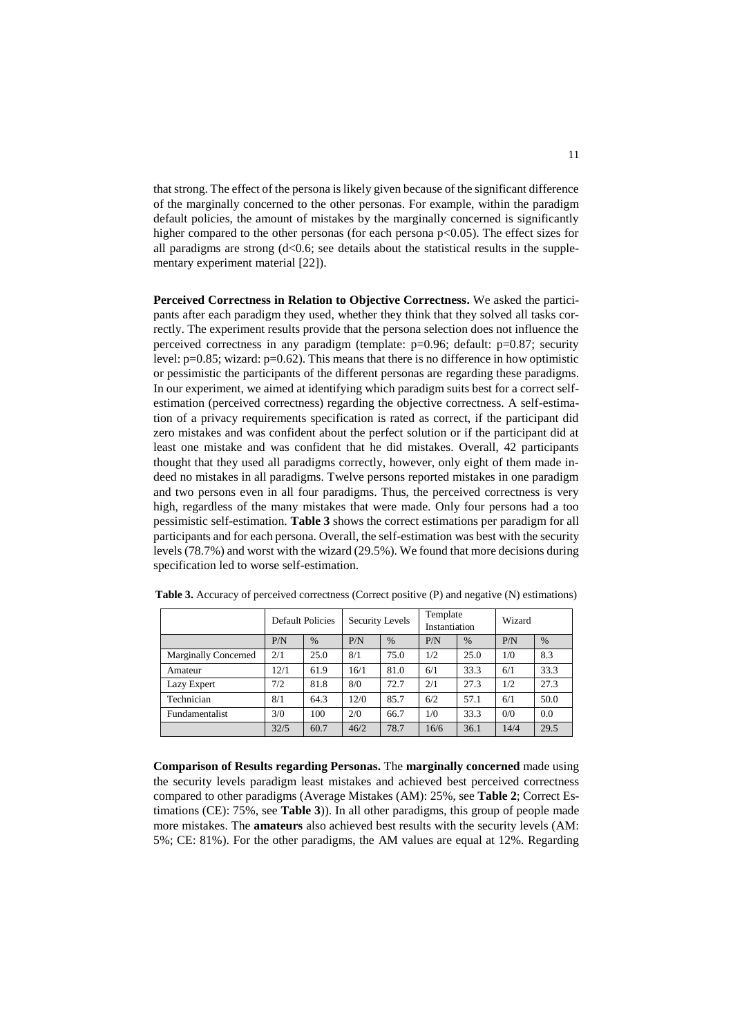that strong. The effect of the persona is likely given because of the significant difference of the marginally concerned to the other personas. For example, within the paradigm default policies, the amount of mistakes by the marginally concerned is significantly higher compared to the other personas (for each persona $p<0.05$). The effect sizes for all paradigms are strong ($d<0.6$; see details about the statistical results in the supplementary experiment material [22]).

**Perceived Correctness in Relation to Objective Correctness.** We asked the participants after each paradigm they used, whether they think that they solved all tasks correctly. The experiment results provide that the persona selection does not influence the perceived correctness in any paradigm (template: $p=0.96$; default: $p=0.87$; security level: $p=0.85$; wizard: $p=0.62$). This means that there is no difference in how optimistic or pessimistic the participants of the different personas are regarding these paradigms. In our experiment, we aimed at identifying which paradigm suits best for a correct self-estimation (perceived correctness) regarding the objective correctness. A self-estimation of a privacy requirements specification is rated as correct, if the participant did zero mistakes and was confident about the perfect solution or if the participant did at least one mistake and was confident that he did mistakes. Overall, 42 participants thought that they used all paradigms correctly, however, only eight of them made indeed no mistakes in all paradigms. Twelve persons reported mistakes in one paradigm and two persons even in all four paradigms. Thus, the perceived correctness is very high, regardless of the many mistakes that were made. Only four persons had a too pessimistic self-estimation. **Table 3** shows the correct estimations per paradigm for all participants and for each persona. Overall, the self-estimation was best with the security levels (78.7%) and worst with the wizard (29.5%). We found that more decisions during specification led to worse self-estimation.

**Table 3.** Accuracy of perceived correctness (Correct positive (P) and negative (N) estimations)

| | Default Policies | | Security Levels | | Template Instantiation | | Wizard | |
|---|---|---|---|---|---|---|---|---|
| | P/N | % | P/N | % | P/N | % | P/N | % |
| Marginally Concerned | 2/1 | 25.0 | 8/1 | 75.0 | 1/2 | 25.0 | 1/0 | 8.3 |
| Amateur | 12/1 | 61.9 | 16/1 | 81.0 | 6/1 | 33.3 | 6/1 | 33.3 |
| Lazy Expert | 7/2 | 81.8 | 8/0 | 72.7 | 2/1 | 27.3 | 1/2 | 27.3 |
| Technician | 8/1 | 64.3 | 12/0 | 85.7 | 6/2 | 57.1 | 6/1 | 50.0 |
| Fundamentalist | 3/0 | 100 | 2/0 | 66.7 | 1/0 | 33.3 | 0/0 | 0.0 |
| | 32/5 | 60.7 | 46/2 | 78.7 | 16/6 | 36.1 | 14/4 | 29.5 |

**Comparison of Results regarding Personas.** The **marginally concerned** made using the security levels paradigm least mistakes and achieved best perceived correctness compared to other paradigms (Average Mistakes (AM): 25%, see **Table 2**; Correct Estimations (CE): 75%, see **Table 3**)). In all other paradigms, this group of people made more mistakes. The **amateurs** also achieved best results with the security levels (AM: 5%; CE: 81%). For the other paradigms, the AM values are equal at 12%. Regarding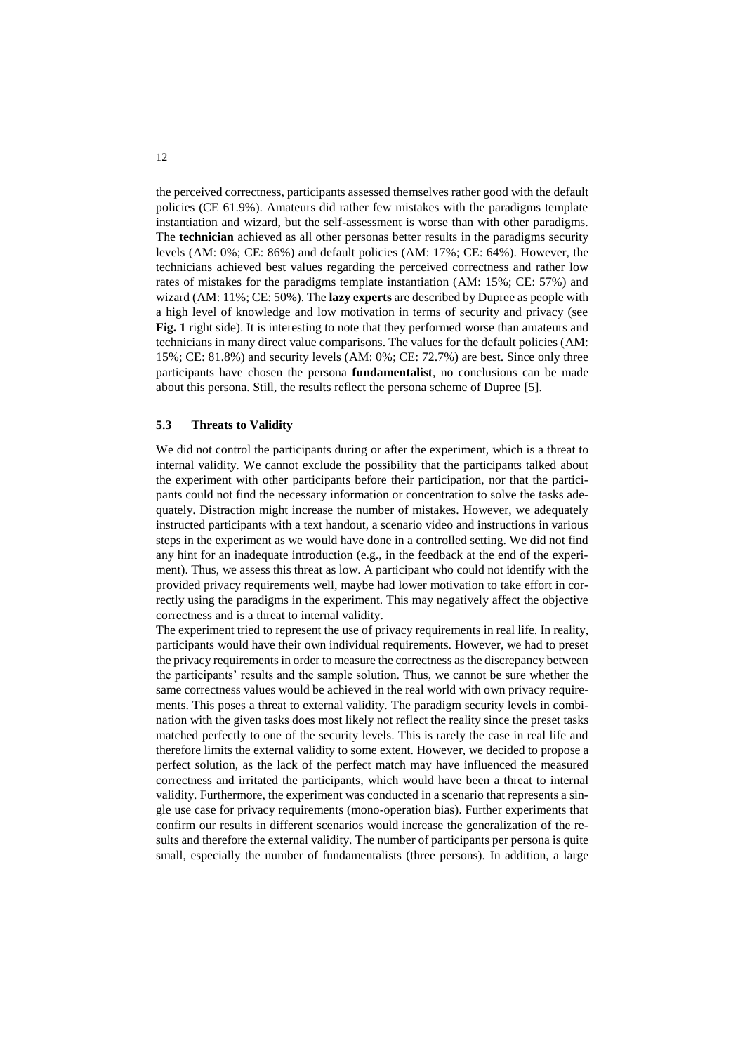the perceived correctness, participants assessed themselves rather good with the default policies (CE 61.9%). Amateurs did rather few mistakes with the paradigms template instantiation and wizard, but the self-assessment is worse than with other paradigms. The **technician** achieved as all other personas better results in the paradigms security levels (AM: 0%; CE: 86%) and default policies (AM: 17%; CE: 64%). However, the technicians achieved best values regarding the perceived correctness and rather low rates of mistakes for the paradigms template instantiation (AM: 15%; CE: 57%) and wizard (AM: 11%; CE: 50%). The **lazy experts** are described by Dupree as people with a high level of knowledge and low motivation in terms of security and privacy (see **Fig. 1** right side). It is interesting to note that they performed worse than amateurs and technicians in many direct value comparisons. The values for the default policies (AM: 15%; CE: 81.8%) and security levels (AM: 0%; CE: 72.7%) are best. Since only three participants have chosen the persona **fundamentalist**, no conclusions can be made about this persona. Still, the results reflect the persona scheme of Dupree [5].

### 5.3 Threats to Validity

We did not control the participants during or after the experiment, which is a threat to internal validity. We cannot exclude the possibility that the participants talked about the experiment with other participants before their participation, nor that the participants could not find the necessary information or concentration to solve the tasks adequately. Distraction might increase the number of mistakes. However, we adequately instructed participants with a text handout, a scenario video and instructions in various steps in the experiment as we would have done in a controlled setting. We did not find any hint for an inadequate introduction (e.g., in the feedback at the end of the experiment). Thus, we assess this threat as low. A participant who could not identify with the provided privacy requirements well, maybe had lower motivation to take effort in correctly using the paradigms in the experiment. This may negatively affect the objective correctness and is a threat to internal validity.

The experiment tried to represent the use of privacy requirements in real life. In reality, participants would have their own individual requirements. However, we had to preset the privacy requirements in order to measure the correctness as the discrepancy between the participants' results and the sample solution. Thus, we cannot be sure whether the same correctness values would be achieved in the real world with own privacy requirements. This poses a threat to external validity. The paradigm security levels in combination with the given tasks does most likely not reflect the reality since the preset tasks matched perfectly to one of the security levels. This is rarely the case in real life and therefore limits the external validity to some extent. However, we decided to propose a perfect solution, as the lack of the perfect match may have influenced the measured correctness and irritated the participants, which would have been a threat to internal validity. Furthermore, the experiment was conducted in a scenario that represents a single use case for privacy requirements (mono-operation bias). Further experiments that confirm our results in different scenarios would increase the generalization of the results and therefore the external validity. The number of participants per persona is quite small, especially the number of fundamentalists (three persons). In addition, a large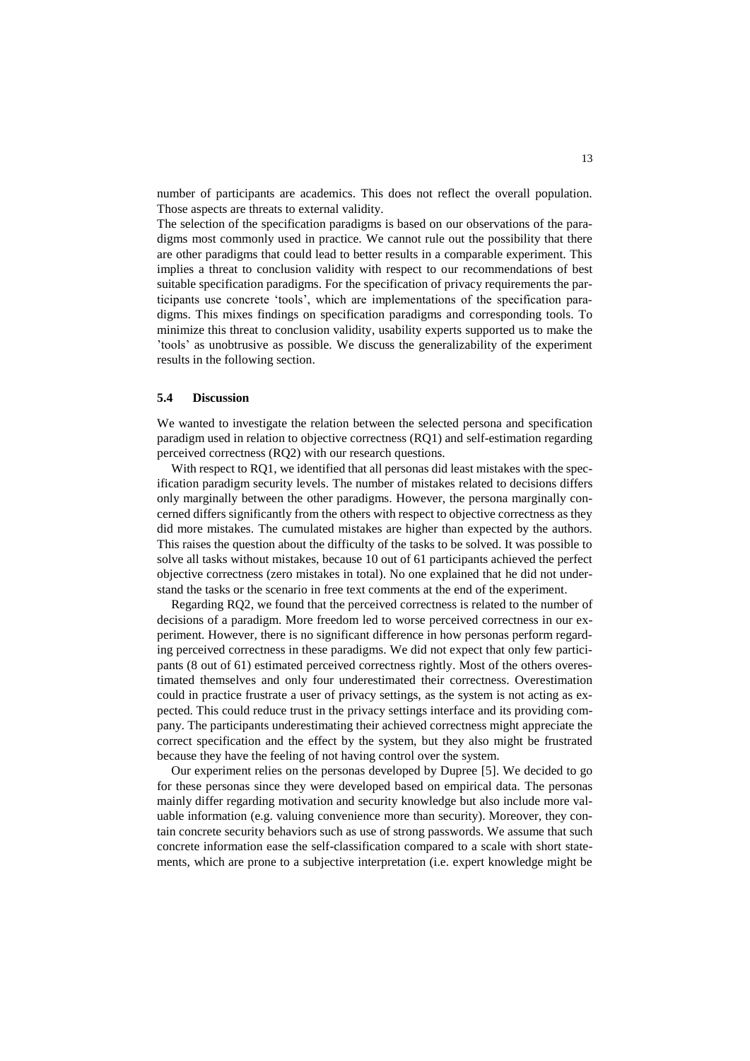number of participants are academics. This does not reflect the overall population. Those aspects are threats to external validity.

The selection of the specification paradigms is based on our observations of the paradigms most commonly used in practice. We cannot rule out the possibility that there are other paradigms that could lead to better results in a comparable experiment. This implies a threat to conclusion validity with respect to our recommendations of best suitable specification paradigms. For the specification of privacy requirements the participants use concrete 'tools', which are implementations of the specification paradigms. This mixes findings on specification paradigms and corresponding tools. To minimize this threat to conclusion validity, usability experts supported us to make the 'tools' as unobtrusive as possible. We discuss the generalizability of the experiment results in the following section.

### 5.4 Discussion

We wanted to investigate the relation between the selected persona and specification paradigm used in relation to objective correctness (RQ1) and self-estimation regarding perceived correctness (RQ2) with our research questions.

With respect to RQ1, we identified that all personas did least mistakes with the specification paradigm security levels. The number of mistakes related to decisions differs only marginally between the other paradigms. However, the persona marginally concerned differs significantly from the others with respect to objective correctness as they did more mistakes. The cumulated mistakes are higher than expected by the authors. This raises the question about the difficulty of the tasks to be solved. It was possible to solve all tasks without mistakes, because 10 out of 61 participants achieved the perfect objective correctness (zero mistakes in total). No one explained that he did not understand the tasks or the scenario in free text comments at the end of the experiment.

Regarding RQ2, we found that the perceived correctness is related to the number of decisions of a paradigm. More freedom led to worse perceived correctness in our experiment. However, there is no significant difference in how personas perform regarding perceived correctness in these paradigms. We did not expect that only few participants (8 out of 61) estimated perceived correctness rightly. Most of the others overestimated themselves and only four underestimated their correctness. Overestimation could in practice frustrate a user of privacy settings, as the system is not acting as expected. This could reduce trust in the privacy settings interface and its providing company. The participants underestimating their achieved correctness might appreciate the correct specification and the effect by the system, but they also might be frustrated because they have the feeling of not having control over the system.

Our experiment relies on the personas developed by Dupree [5]. We decided to go for these personas since they were developed based on empirical data. The personas mainly differ regarding motivation and security knowledge but also include more valuable information (e.g. valuing convenience more than security). Moreover, they contain concrete security behaviors such as use of strong passwords. We assume that such concrete information ease the self-classification compared to a scale with short statements, which are prone to a subjective interpretation (i.e. expert knowledge might be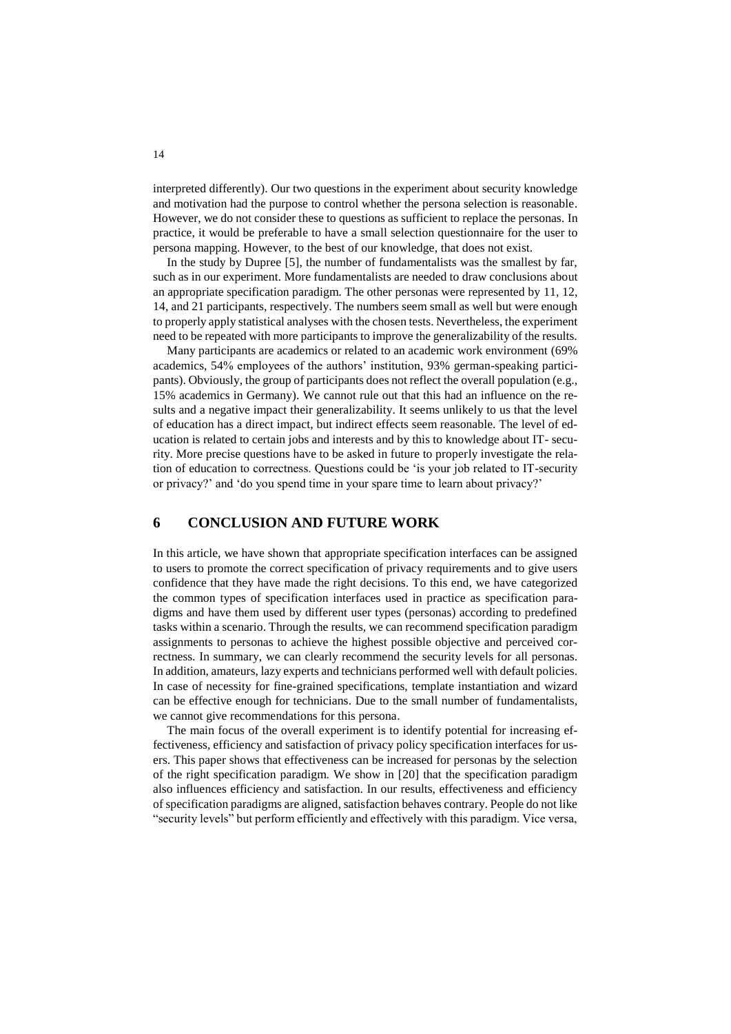interpreted differently). Our two questions in the experiment about security knowledge and motivation had the purpose to control whether the persona selection is reasonable. However, we do not consider these to questions as sufficient to replace the personas. In practice, it would be preferable to have a small selection questionnaire for the user to persona mapping. However, to the best of our knowledge, that does not exist.

In the study by Dupree [5], the number of fundamentalists was the smallest by far, such as in our experiment. More fundamentalists are needed to draw conclusions about an appropriate specification paradigm. The other personas were represented by 11, 12, 14, and 21 participants, respectively. The numbers seem small as well but were enough to properly apply statistical analyses with the chosen tests. Nevertheless, the experiment need to be repeated with more participants to improve the generalizability of the results.

Many participants are academics or related to an academic work environment (69% academics, 54% employees of the authors' institution, 93% german-speaking participants). Obviously, the group of participants does not reflect the overall population (e.g., 15% academics in Germany). We cannot rule out that this had an influence on the results and a negative impact their generalizability. It seems unlikely to us that the level of education has a direct impact, but indirect effects seem reasonable. The level of education is related to certain jobs and interests and by this to knowledge about IT- security. More precise questions have to be asked in future to properly investigate the relation of education to correctness. Questions could be 'is your job related to IT-security or privacy?' and 'do you spend time in your spare time to learn about privacy?'

# 6 CONCLUSION AND FUTURE WORK

In this article, we have shown that appropriate specification interfaces can be assigned to users to promote the correct specification of privacy requirements and to give users confidence that they have made the right decisions. To this end, we have categorized the common types of specification interfaces used in practice as specification paradigms and have them used by different user types (personas) according to predefined tasks within a scenario. Through the results, we can recommend specification paradigm assignments to personas to achieve the highest possible objective and perceived correctness. In summary, we can clearly recommend the security levels for all personas. In addition, amateurs, lazy experts and technicians performed well with default policies. In case of necessity for fine-grained specifications, template instantiation and wizard can be effective enough for technicians. Due to the small number of fundamentalists, we cannot give recommendations for this persona.

The main focus of the overall experiment is to identify potential for increasing effectiveness, efficiency and satisfaction of privacy policy specification interfaces for users. This paper shows that effectiveness can be increased for personas by the selection of the right specification paradigm. We show in [20] that the specification paradigm also influences efficiency and satisfaction. In our results, effectiveness and efficiency of specification paradigms are aligned, satisfaction behaves contrary. People do not like "security levels" but perform efficiently and effectively with this paradigm. Vice versa,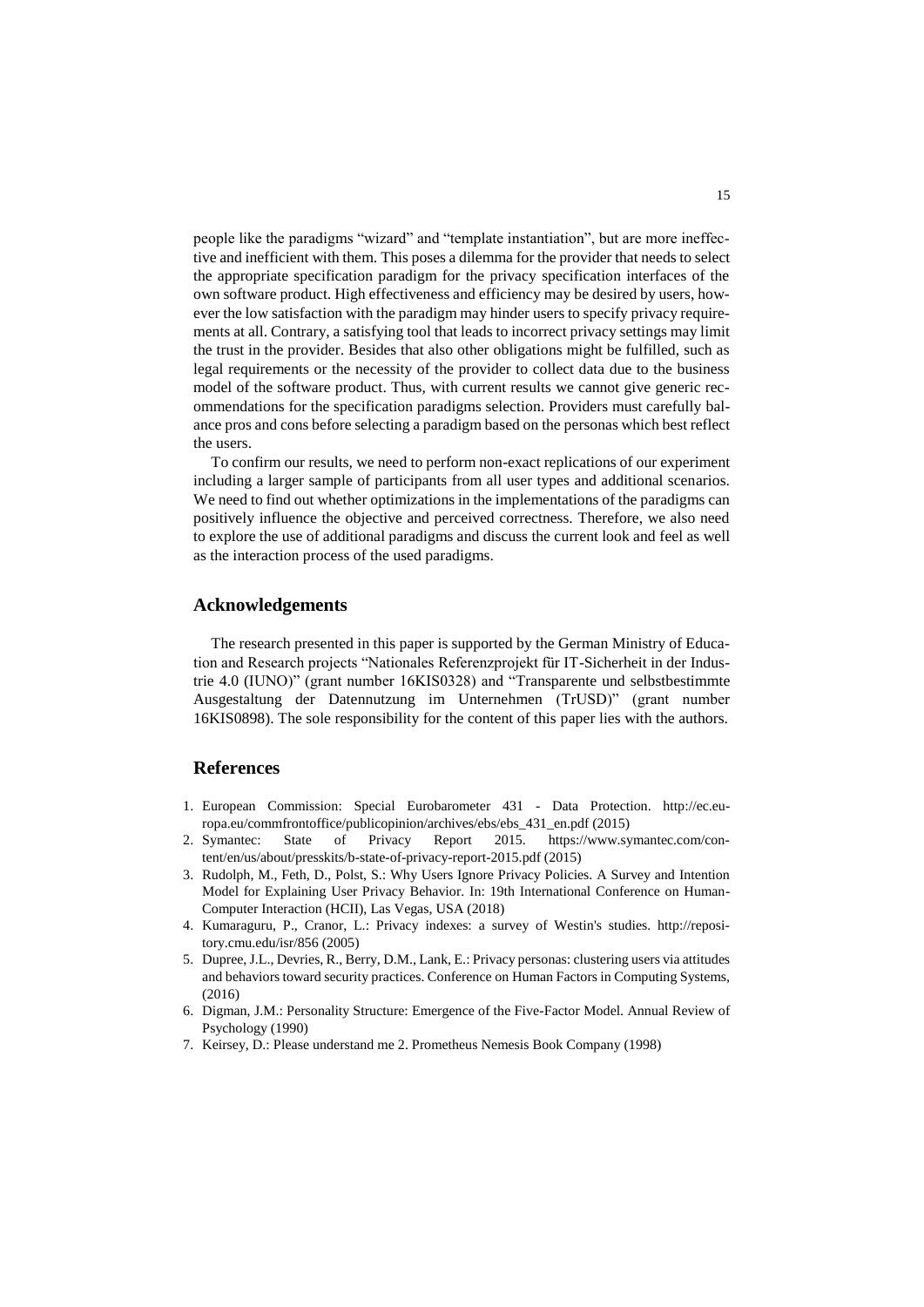people like the paradigms "wizard" and "template instantiation", but are more ineffective and inefficient with them. This poses a dilemma for the provider that needs to select the appropriate specification paradigm for the privacy specification interfaces of the own software product. High effectiveness and efficiency may be desired by users, however the low satisfaction with the paradigm may hinder users to specify privacy requirements at all. Contrary, a satisfying tool that leads to incorrect privacy settings may limit the trust in the provider. Besides that also other obligations might be fulfilled, such as legal requirements or the necessity of the provider to collect data due to the business model of the software product. Thus, with current results we cannot give generic recommendations for the specification paradigms selection. Providers must carefully balance pros and cons before selecting a paradigm based on the personas which best reflect the users.

To confirm our results, we need to perform non-exact replications of our experiment including a larger sample of participants from all user types and additional scenarios. We need to find out whether optimizations in the implementations of the paradigms can positively influence the objective and perceived correctness. Therefore, we also need to explore the use of additional paradigms and discuss the current look and feel as well as the interaction process of the used paradigms.

## Acknowledgements

The research presented in this paper is supported by the German Ministry of Education and Research projects "Nationales Referenzprojekt für IT-Sicherheit in der Industrie 4.0 (IUNO)" (grant number 16KIS0328) and "Transparente und selbstbestimmte Ausgestaltung der Datennutzung im Unternehmen (TrUSD)" (grant number 16KIS0898). The sole responsibility for the content of this paper lies with the authors.

## References

1. European Commission: Special Eurobarometer 431 - Data Protection. http://ec.europa.eu/commfrontoffice/publicopinion/archives/ebs/ebs_431_en.pdf (2015)
2. Symantec: State of Privacy Report 2015. https://www.symantec.com/content/en/us/about/presskits/b-state-of-privacy-report-2015.pdf (2015)
3. Rudolph, M., Feth, D., Polst, S.: Why Users Ignore Privacy Policies. A Survey and Intention Model for Explaining User Privacy Behavior. In: 19th International Conference on Human-Computer Interaction (HCII), Las Vegas, USA (2018)
4. Kumaraguru, P., Cranor, L.: Privacy indexes: a survey of Westin's studies. http://repository.cmu.edu/isr/856 (2005)
5. Dupree, J.L., Devries, R., Berry, D.M., Lank, E.: Privacy personas: clustering users via attitudes and behaviors toward security practices. Conference on Human Factors in Computing Systems, (2016)
6. Digman, J.M.: Personality Structure: Emergence of the Five-Factor Model. Annual Review of Psychology (1990)
7. Keirsey, D.: Please understand me 2. Prometheus Nemesis Book Company (1998)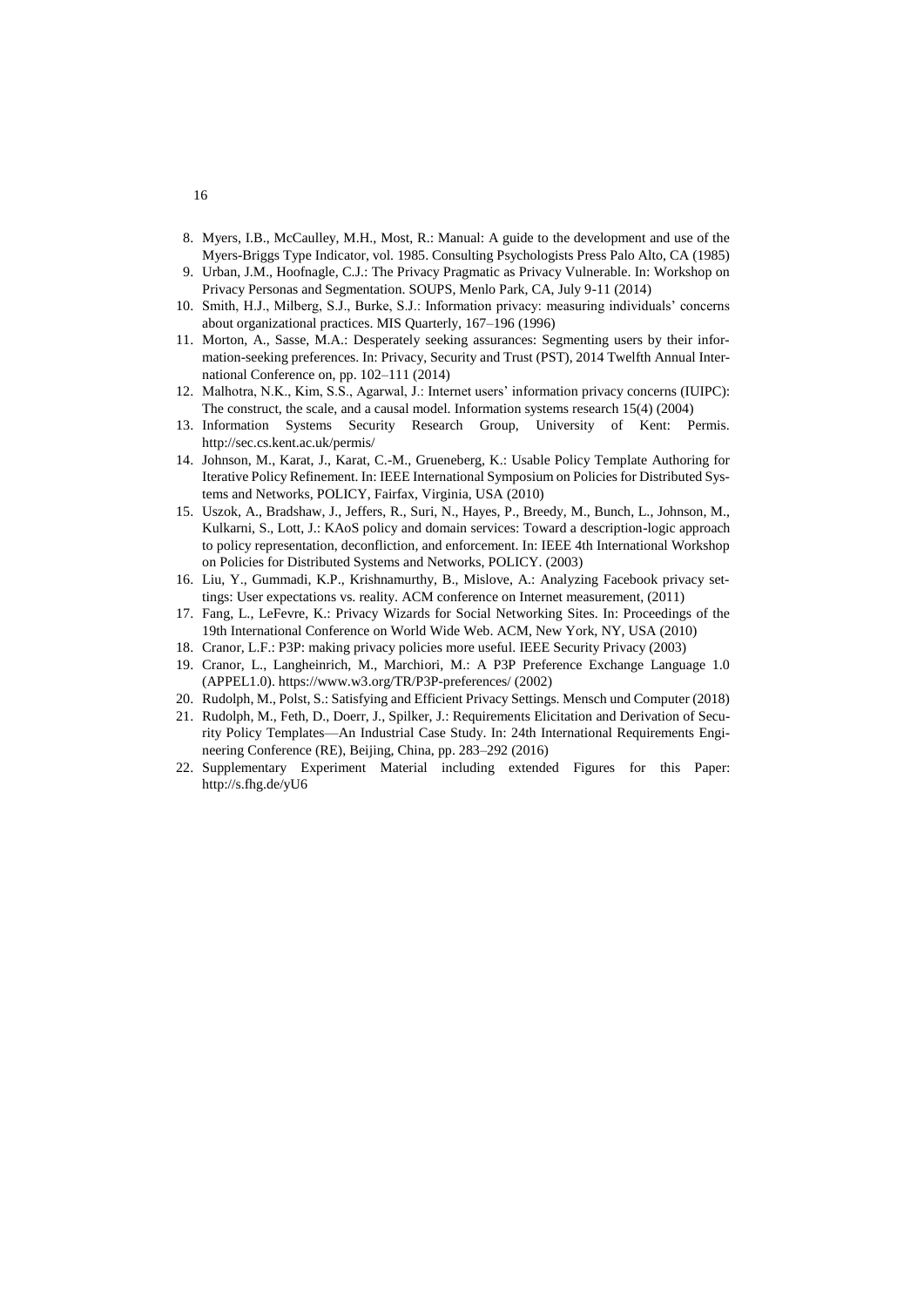8. Myers, I.B., McCaulley, M.H., Most, R.: Manual: A guide to the development and use of the Myers-Briggs Type Indicator, vol. 1985. Consulting Psychologists Press Palo Alto, CA (1985)
9. Urban, J.M., Hoofnagle, C.J.: The Privacy Pragmatic as Privacy Vulnerable. In: Workshop on Privacy Personas and Segmentation. SOUPS, Menlo Park, CA, July 9-11 (2014)
10. Smith, H.J., Milberg, S.J., Burke, S.J.: Information privacy: measuring individuals' concerns about organizational practices. MIS Quarterly, 167–196 (1996)
11. Morton, A., Sasse, M.A.: Desperately seeking assurances: Segmenting users by their information-seeking preferences. In: Privacy, Security and Trust (PST), 2014 Twelfth Annual International Conference on, pp. 102–111 (2014)
12. Malhotra, N.K., Kim, S.S., Agarwal, J.: Internet users' information privacy concerns (IUIPC): The construct, the scale, and a causal model. Information systems research 15(4) (2004)
13. Information Systems Security Research Group, University of Kent: Permis. http://sec.cs.kent.ac.uk/permis/
14. Johnson, M., Karat, J., Karat, C.-M., Grueneberg, K.: Usable Policy Template Authoring for Iterative Policy Refinement. In: IEEE International Symposium on Policies for Distributed Systems and Networks, POLICY, Fairfax, Virginia, USA (2010)
15. Uszok, A., Bradshaw, J., Jeffers, R., Suri, N., Hayes, P., Breedy, M., Bunch, L., Johnson, M., Kulkarni, S., Lott, J.: KAoS policy and domain services: Toward a description-logic approach to policy representation, deconfliction, and enforcement. In: IEEE 4th International Workshop on Policies for Distributed Systems and Networks, POLICY. (2003)
16. Liu, Y., Gummadi, K.P., Krishnamurthy, B., Mislove, A.: Analyzing Facebook privacy settings: User expectations vs. reality. ACM conference on Internet measurement, (2011)
17. Fang, L., LeFevre, K.: Privacy Wizards for Social Networking Sites. In: Proceedings of the 19th International Conference on World Wide Web. ACM, New York, NY, USA (2010)
18. Cranor, L.F.: P3P: making privacy policies more useful. IEEE Security Privacy (2003)
19. Cranor, L., Langheinrich, M., Marchiori, M.: A P3P Preference Exchange Language 1.0 (APPEL1.0). https://www.w3.org/TR/P3P-preferences/ (2002)
20. Rudolph, M., Polst, S.: Satisfying and Efficient Privacy Settings. Mensch und Computer (2018)
21. Rudolph, M., Feth, D., Doerr, J., Spilker, J.: Requirements Elicitation and Derivation of Security Policy Templates—An Industrial Case Study. In: 24th International Requirements Engineering Conference (RE), Beijing, China, pp. 283–292 (2016)
22. Supplementary Experiment Material including extended Figures for this Paper: http://s.fhg.de/yU6